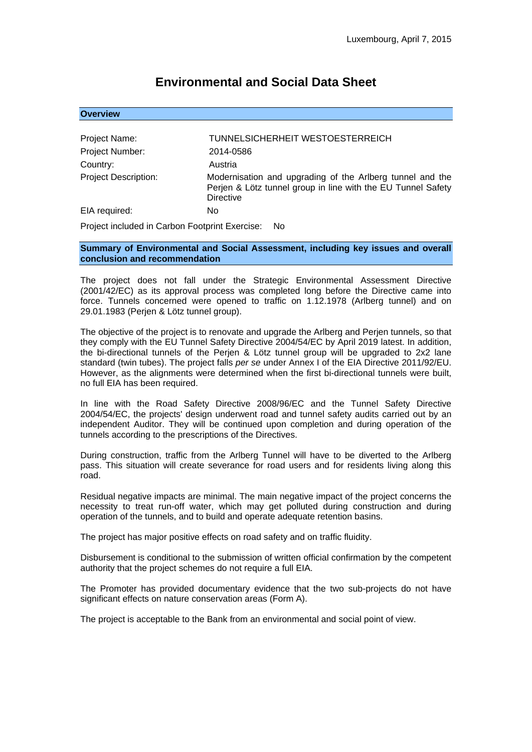Luxembourg, April 7, 2015

# Environmental and Social Data Sheet

## Overview

| | |
|---|---|
| Project Name: | TUNNELSICHERHEIT WESTOESTERREICH |
| Project Number: | 2014-0586 |
| Country: | Austria |
| Project Description: | Modernisation and upgrading of the Arlberg tunnel and the Perjen & Lötz tunnel group in line with the EU Tunnel Safety Directive |
| EIA required: | No |

Project included in Carbon Footprint Exercise: No

## Summary of Environmental and Social Assessment, including key issues and overall conclusion and recommendation

The project does not fall under the Strategic Environmental Assessment Directive (2001/42/EC) as its approval process was completed long before the Directive came into force. Tunnels concerned were opened to traffic on 1.12.1978 (Arlberg tunnel) and on 29.01.1983 (Perjen & Lötz tunnel group).

The objective of the project is to renovate and upgrade the Arlberg and Perjen tunnels, so that they comply with the EU Tunnel Safety Directive 2004/54/EC by April 2019 latest. In addition, the bi-directional tunnels of the Perjen & Lötz tunnel group will be upgraded to 2x2 lane standard (twin tubes). The project falls *per se* under Annex I of the EIA Directive 2011/92/EU. However, as the alignments were determined when the first bi-directional tunnels were built, no full EIA has been required.

In line with the Road Safety Directive 2008/96/EC and the Tunnel Safety Directive 2004/54/EC, the projects' design underwent road and tunnel safety audits carried out by an independent Auditor. They will be continued upon completion and during operation of the tunnels according to the prescriptions of the Directives.

During construction, traffic from the Arlberg Tunnel will have to be diverted to the Arlberg pass. This situation will create severance for road users and for residents living along this road.

Residual negative impacts are minimal. The main negative impact of the project concerns the necessity to treat run-off water, which may get polluted during construction and during operation of the tunnels, and to build and operate adequate retention basins.

The project has major positive effects on road safety and on traffic fluidity.

Disbursement is conditional to the submission of written official confirmation by the competent authority that the project schemes do not require a full EIA.

The Promoter has provided documentary evidence that the two sub-projects do not have significant effects on nature conservation areas (Form A).

The project is acceptable to the Bank from an environmental and social point of view.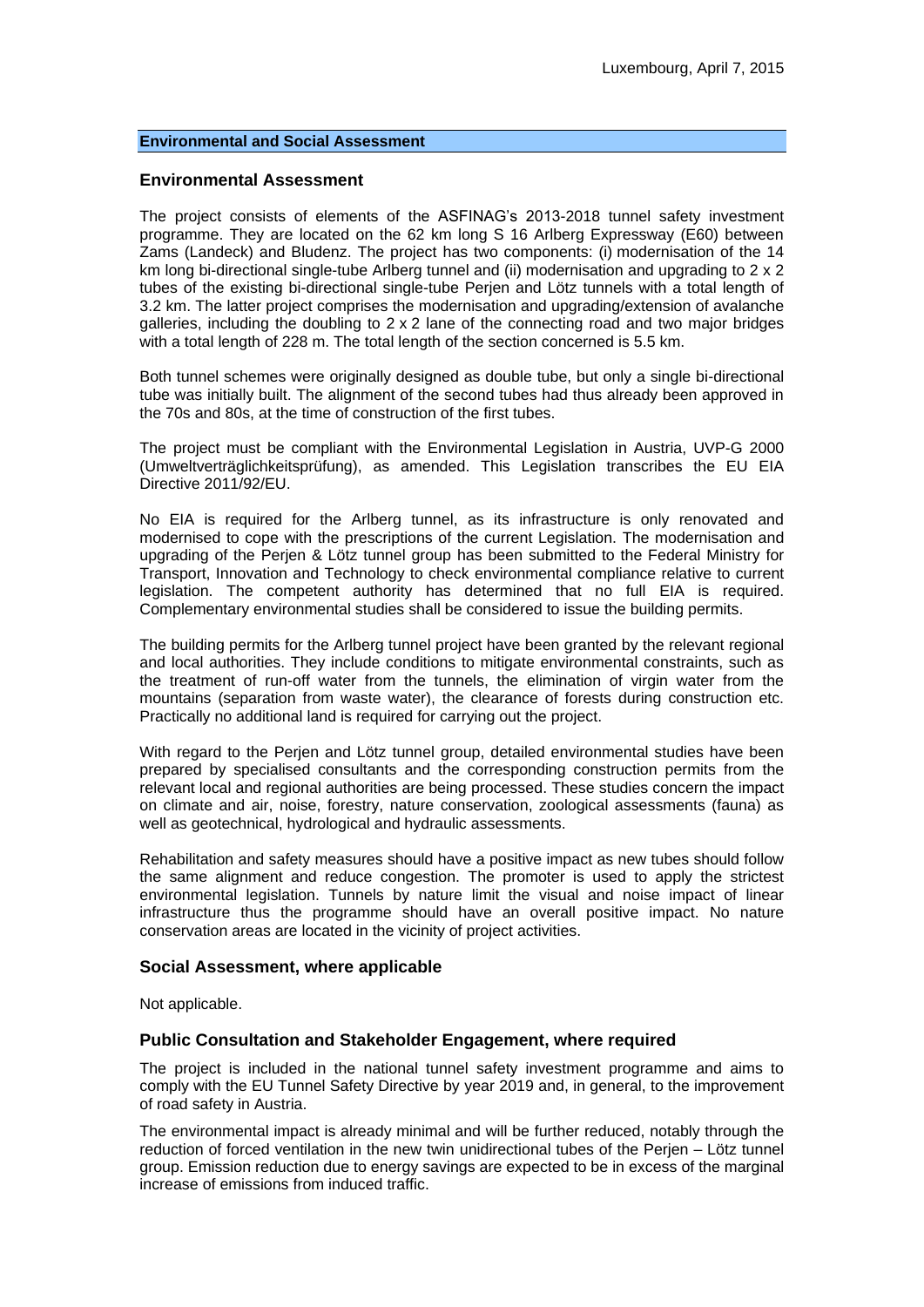Luxembourg, April 7, 2015

## Environmental and Social Assessment

### Environmental Assessment

The project consists of elements of the ASFINAG's 2013-2018 tunnel safety investment programme. They are located on the 62 km long S 16 Arlberg Expressway (E60) between Zams (Landeck) and Bludenz. The project has two components: (i) modernisation of the 14 km long bi-directional single-tube Arlberg tunnel and (ii) modernisation and upgrading to 2 x 2 tubes of the existing bi-directional single-tube Perjen and Lötz tunnels with a total length of 3.2 km. The latter project comprises the modernisation and upgrading/extension of avalanche galleries, including the doubling to 2 x 2 lane of the connecting road and two major bridges with a total length of 228 m. The total length of the section concerned is 5.5 km.

Both tunnel schemes were originally designed as double tube, but only a single bi-directional tube was initially built. The alignment of the second tubes had thus already been approved in the 70s and 80s, at the time of construction of the first tubes.

The project must be compliant with the Environmental Legislation in Austria, UVP-G 2000 (Umweltverträglichkeitsprüfung), as amended. This Legislation transcribes the EU EIA Directive 2011/92/EU.

No EIA is required for the Arlberg tunnel, as its infrastructure is only renovated and modernised to cope with the prescriptions of the current Legislation. The modernisation and upgrading of the Perjen & Lötz tunnel group has been submitted to the Federal Ministry for Transport, Innovation and Technology to check environmental compliance relative to current legislation. The competent authority has determined that no full EIA is required. Complementary environmental studies shall be considered to issue the building permits.

The building permits for the Arlberg tunnel project have been granted by the relevant regional and local authorities. They include conditions to mitigate environmental constraints, such as the treatment of run-off water from the tunnels, the elimination of virgin water from the mountains (separation from waste water), the clearance of forests during construction etc. Practically no additional land is required for carrying out the project.

With regard to the Perjen and Lötz tunnel group, detailed environmental studies have been prepared by specialised consultants and the corresponding construction permits from the relevant local and regional authorities are being processed. These studies concern the impact on climate and air, noise, forestry, nature conservation, zoological assessments (fauna) as well as geotechnical, hydrological and hydraulic assessments.

Rehabilitation and safety measures should have a positive impact as new tubes should follow the same alignment and reduce congestion. The promoter is used to apply the strictest environmental legislation. Tunnels by nature limit the visual and noise impact of linear infrastructure thus the programme should have an overall positive impact. No nature conservation areas are located in the vicinity of project activities.

### Social Assessment, where applicable

Not applicable.

### Public Consultation and Stakeholder Engagement, where required

The project is included in the national tunnel safety investment programme and aims to comply with the EU Tunnel Safety Directive by year 2019 and, in general, to the improvement of road safety in Austria.

The environmental impact is already minimal and will be further reduced, notably through the reduction of forced ventilation in the new twin unidirectional tubes of the Perjen – Lötz tunnel group. Emission reduction due to energy savings are expected to be in excess of the marginal increase of emissions from induced traffic.